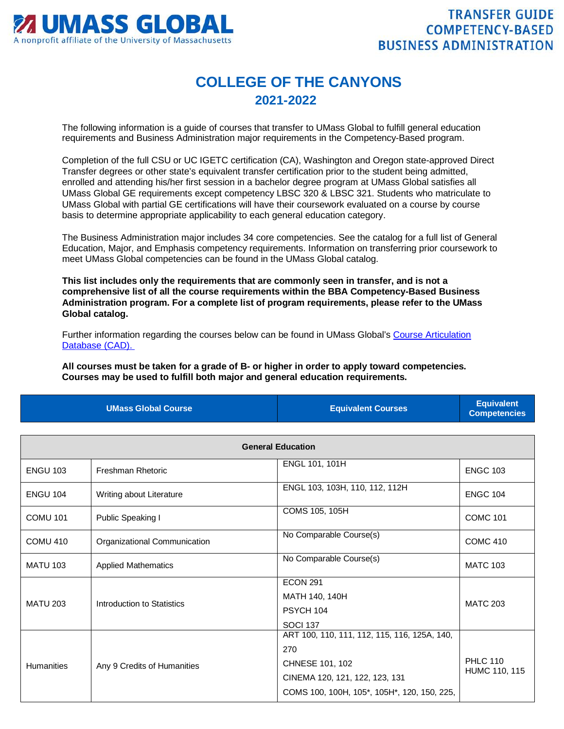# UMASS GLOBAL

A nonprofit affiliate of the University of Massachusetts

**TRANSFER GUIDE COMPETENCY-BASED BUSINESS ADMINISTRATION**

## COLLEGE OF THE CANYONS

### 2021-2022

The following information is a guide of courses that transfer to UMass Global to fulfill general education requirements and Business Administration major requirements in the Competency-Based program.

Completion of the full CSU or UC IGETC certification (CA), Washington and Oregon state-approved Direct Transfer degrees or other state's equivalent transfer certification prior to the student being admitted, enrolled and attending his/her first session in a bachelor degree program at UMass Global satisfies all UMass Global GE requirements except competency LBSC 320 & LBSC 321. Students who matriculate to UMass Global with partial GE certifications will have their coursework evaluated on a course by course basis to determine appropriate applicability to each general education category.

The Business Administration major includes 34 core competencies. See the catalog for a full list of General Education, Major, and Emphasis competency requirements. Information on transferring prior coursework to meet UMass Global competencies can be found in the UMass Global catalog.

**This list includes only the requirements that are commonly seen in transfer, and is not a comprehensive list of all the course requirements within the BBA Competency-Based Business Administration program. For a complete list of program requirements, please refer to the UMass Global catalog.**

Further information regarding the courses below can be found in UMass Global's [Course Articulation Database (CAD).]()

**All courses must be taken for a grade of B- or higher in order to apply toward competencies. Courses may be used to fulfill both major and general education requirements.**

| UMass Global Course | | Equivalent Courses | Equivalent Competencies |
|---|---|---|---|
| **General Education** | | | |
| ENGU 103 | Freshman Rhetoric | ENGL 101, 101H | ENGC 103 |
| ENGU 104 | Writing about Literature | ENGL 103, 103H, 110, 112, 112H | ENGC 104 |
| COMU 101 | Public Speaking I | COMS 105, 105H | COMC 101 |
| COMU 410 | Organizational Communication | No Comparable Course(s) | COMC 410 |
| MATU 103 | Applied Mathematics | No Comparable Course(s) | MATC 103 |
| MATU 203 | Introduction to Statistics | ECON 291<br>MATH 140, 140H<br>PSYCH 104<br>SOCI 137 | MATC 203 |
| Humanities | Any 9 Credits of Humanities | ART 100, 110, 111, 112, 115, 116, 125A, 140, 270<br>CHNESE 101, 102<br>CINEMA 120, 121, 122, 123, 131<br>COMS 100, 100H, 105*, 105H*, 120, 150, 225, | PHLC 110<br>HUMC 110, 115 |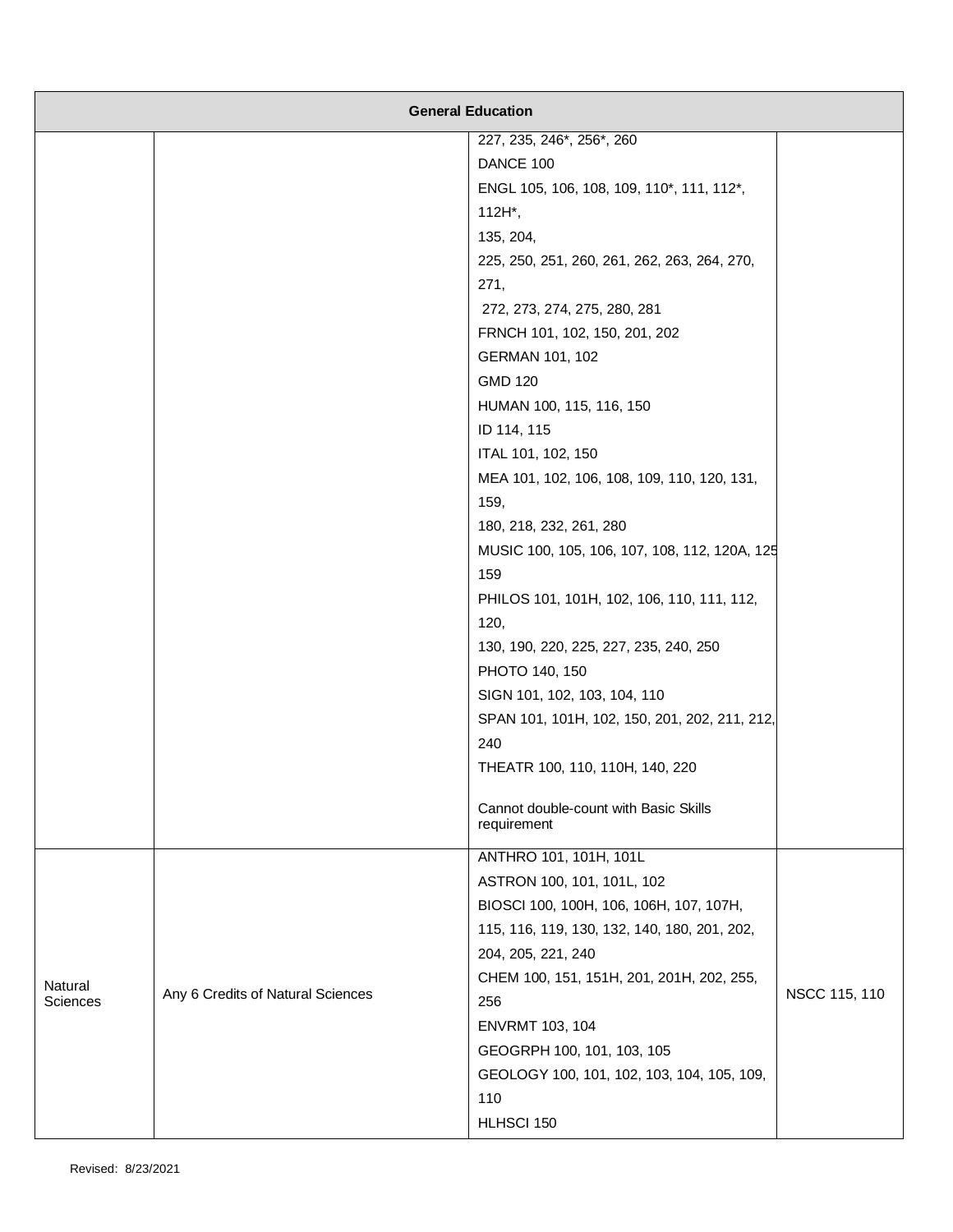| General Education | | | |
|---|---|---|---|
| | | 227, 235, 246*, 256*, 260<br>DANCE 100<br>ENGL 105, 106, 108, 109, 110*, 111, 112*, 112H*,<br>135, 204,<br>225, 250, 251, 260, 261, 262, 263, 264, 270, 271,<br>272, 273, 274, 275, 280, 281<br>FRNCH 101, 102, 150, 201, 202<br>GERMAN 101, 102<br>GMD 120<br>HUMAN 100, 115, 116, 150<br>ID 114, 115<br>ITAL 101, 102, 150<br>MEA 101, 102, 106, 108, 109, 110, 120, 131, 159,<br>180, 218, 232, 261, 280<br>MUSIC 100, 105, 106, 107, 108, 112, 120A, 125 159<br>PHILOS 101, 101H, 102, 106, 110, 111, 112, 120,<br>130, 190, 220, 225, 227, 235, 240, 250<br>PHOTO 140, 150<br>SIGN 101, 102, 103, 104, 110<br>SPAN 101, 101H, 102, 150, 201, 202, 211, 212, 240<br>THEATR 100, 110, 110H, 140, 220<br><br>Cannot double-count with Basic Skills requirement | |
| Natural Sciences | Any 6 Credits of Natural Sciences | ANTHRO 101, 101H, 101L<br>ASTRON 100, 101, 101L, 102<br>BIOSCI 100, 100H, 106, 106H, 107, 107H,<br>115, 116, 119, 130, 132, 140, 180, 201, 202,<br>204, 205, 221, 240<br>CHEM 100, 151, 151H, 201, 201H, 202, 255, 256<br>ENVRMT 103, 104<br>GEOGRPH 100, 101, 103, 105<br>GEOLOGY 100, 101, 102, 103, 104, 105, 109, 110<br>HLHSCI 150 | NSCC 115, 110 |

Revised: 8/23/2021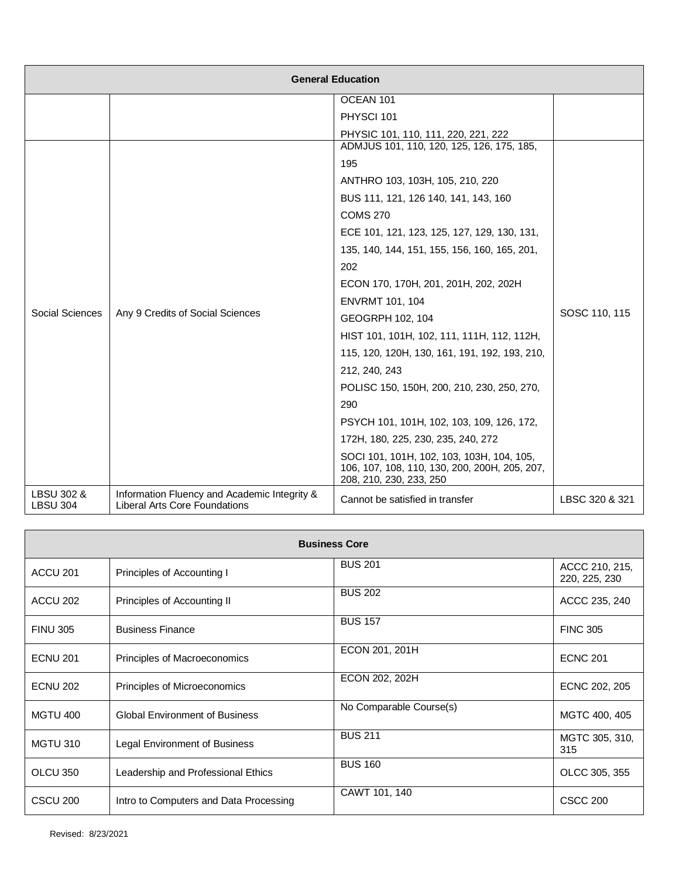| General Education | | | |
|---|---|---|---|
| | | OCEAN 101<br>PHYSCI 101<br>PHYSIC 101, 110, 111, 220, 221, 222 | |
| Social Sciences | Any 9 Credits of Social Sciences | ADMJUS 101, 110, 120, 125, 126, 175, 185, 195<br>ANTHRO 103, 103H, 105, 210, 220<br>BUS 111, 121, 126 140, 141, 143, 160<br>COMS 270<br>ECE 101, 121, 123, 125, 127, 129, 130, 131, 135, 140, 144, 151, 155, 156, 160, 165, 201, 202<br>ECON 170, 170H, 201, 201H, 202, 202H<br>ENVRMT 101, 104<br>GEOGRPH 102, 104<br>HIST 101, 101H, 102, 111, 111H, 112, 112H, 115, 120, 120H, 130, 161, 191, 192, 193, 210, 212, 240, 243<br>POLISC 150, 150H, 200, 210, 230, 250, 270, 290<br>PSYCH 101, 101H, 102, 103, 109, 126, 172, 172H, 180, 225, 230, 235, 240, 272<br>SOCI 101, 101H, 102, 103, 103H, 104, 105, 106, 107, 108, 110, 130, 200, 200H, 205, 207, 208, 210, 230, 233, 250 | SOSC 110, 115 |
| LBSU 302 & LBSU 304 | Information Fluency and Academic Integrity & Liberal Arts Core Foundations | Cannot be satisfied in transfer | LBSC 320 & 321 |

| Business Core | | | |
|---|---|---|---|
| ACCU 201 | Principles of Accounting I | BUS 201 | ACCC 210, 215, 220, 225, 230 |
| ACCU 202 | Principles of Accounting II | BUS 202 | ACCC 235, 240 |
| FINU 305 | Business Finance | BUS 157 | FINC 305 |
| ECNU 201 | Principles of Macroeconomics | ECON 201, 201H | ECNC 201 |
| ECNU 202 | Principles of Microeconomics | ECON 202, 202H | ECNC 202, 205 |
| MGTU 400 | Global Environment of Business | No Comparable Course(s) | MGTC 400, 405 |
| MGTU 310 | Legal Environment of Business | BUS 211 | MGTC 305, 310, 315 |
| OLCU 350 | Leadership and Professional Ethics | BUS 160 | OLCC 305, 355 |
| CSCU 200 | Intro to Computers and Data Processing | CAWT 101, 140 | CSCC 200 |

Revised: 8/23/2021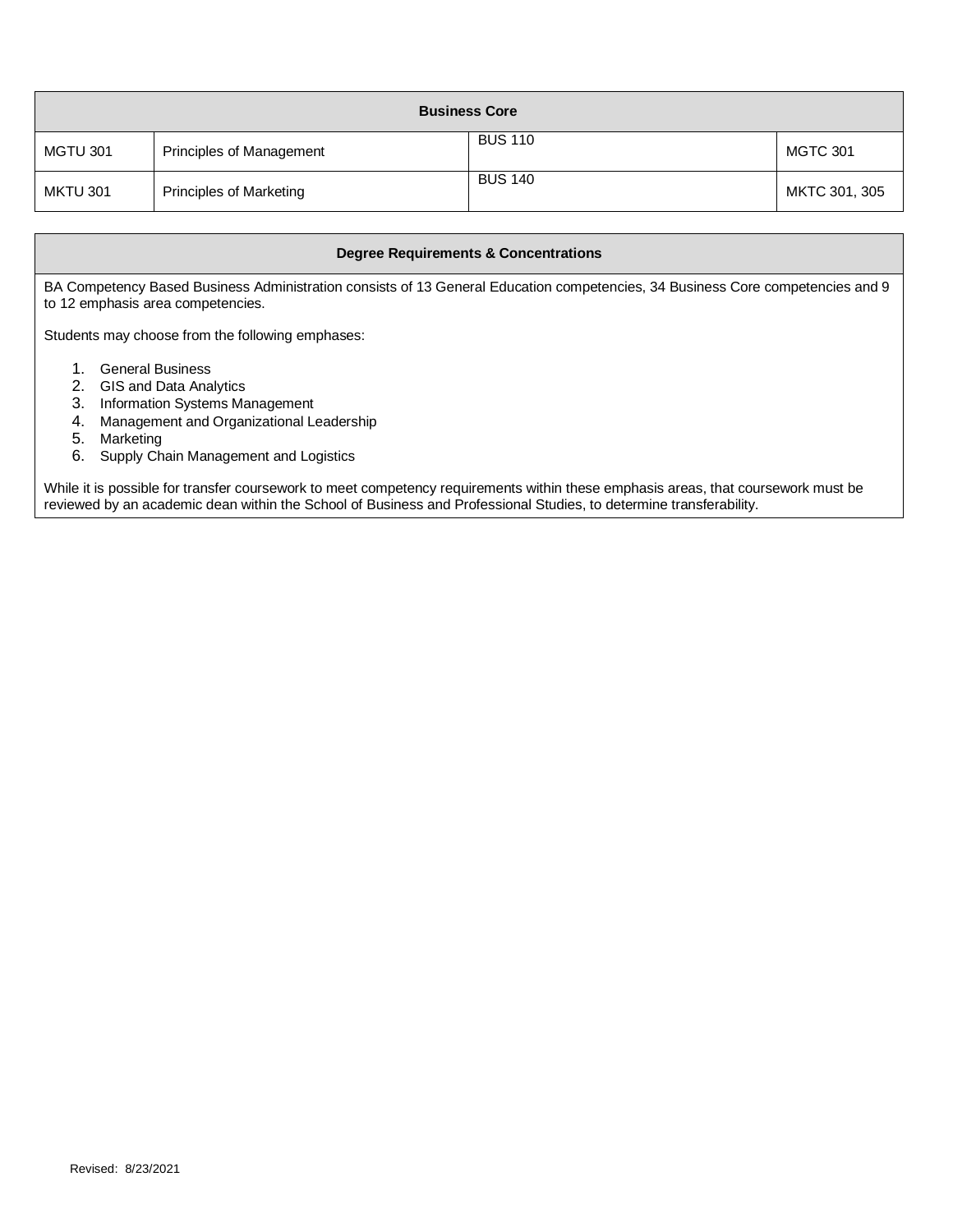| Business Core | | | |
| --- | --- | --- | --- |
| MGTU 301 | Principles of Management | BUS 110 | MGTC 301 |
| MKTU 301 | Principles of Marketing | BUS 140 | MKTC 301, 305 |

### Degree Requirements & Concentrations

BA Competency Based Business Administration consists of 13 General Education competencies, 34 Business Core competencies and 9 to 12 emphasis area competencies.

Students may choose from the following emphases:

1. General Business
2. GIS and Data Analytics
3. Information Systems Management
4. Management and Organizational Leadership
5. Marketing
6. Supply Chain Management and Logistics

While it is possible for transfer coursework to meet competency requirements within these emphasis areas, that coursework must be reviewed by an academic dean within the School of Business and Professional Studies, to determine transferability.

Revised: 8/23/2021